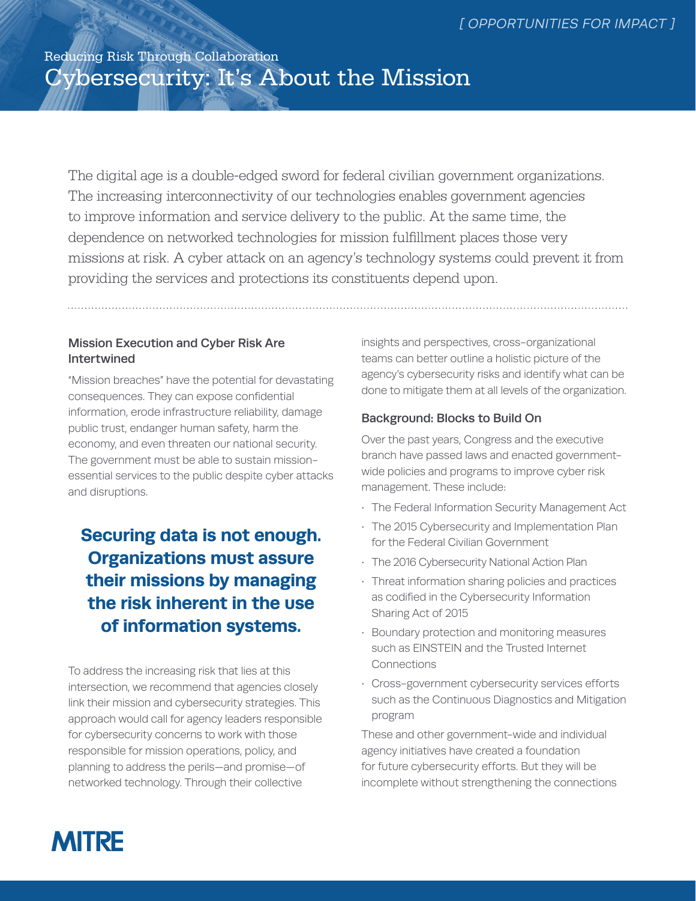*[ OPPORTUNITIES FOR IMPACT ]*

Reducing Risk Through Collaboration

# Cybersecurity: It's About the Mission

The digital age is a double-edged sword for federal civilian government organizations. The increasing interconnectivity of our technologies enables government agencies to improve information and service delivery to the public. At the same time, the dependence on networked technologies for mission fulfillment places those very missions at risk. A cyber attack on an agency's technology systems could prevent it from providing the services and protections its constituents depend upon.

### Mission Execution and Cyber Risk Are Intertwined

"Mission breaches" have the potential for devastating consequences. They can expose confidential information, erode infrastructure reliability, damage public trust, endanger human safety, harm the economy, and even threaten our national security. The government must be able to sustain mission-essential services to the public despite cyber attacks and disruptions.

**Securing data is not enough. Organizations must assure their missions by managing the risk inherent in the use of information systems.**

To address the increasing risk that lies at this intersection, we recommend that agencies closely link their mission and cybersecurity strategies. This approach would call for agency leaders responsible for cybersecurity concerns to work with those responsible for mission operations, policy, and planning to address the perils—and promise—of networked technology. Through their collective insights and perspectives, cross-organizational teams can better outline a holistic picture of the agency's cybersecurity risks and identify what can be done to mitigate them at all levels of the organization.

### Background: Blocks to Build On

Over the past years, Congress and the executive branch have passed laws and enacted government-wide policies and programs to improve cyber risk management. These include:

- The Federal Information Security Management Act
- The 2015 Cybersecurity and Implementation Plan for the Federal Civilian Government
- The 2016 Cybersecurity National Action Plan
- Threat information sharing policies and practices as codified in the Cybersecurity Information Sharing Act of 2015
- Boundary protection and monitoring measures such as EINSTEIN and the Trusted Internet Connections
- Cross-government cybersecurity services efforts such as the Continuous Diagnostics and Mitigation program

These and other government-wide and individual agency initiatives have created a foundation for future cybersecurity efforts. But they will be incomplete without strengthening the connections

MITRE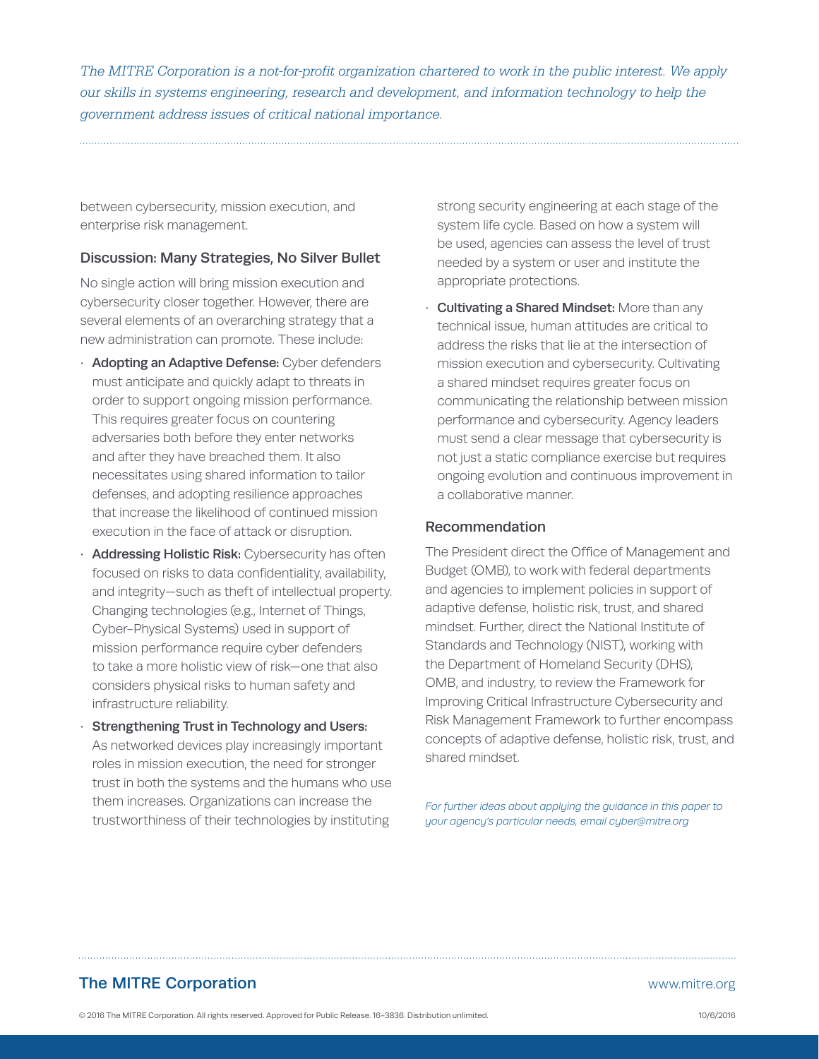*The MITRE Corporation is a not-for-profit organization chartered to work in the public interest. We apply our skills in systems engineering, research and development, and information technology to help the government address issues of critical national importance.*

between cybersecurity, mission execution, and enterprise risk management.

### Discussion: Many Strategies, No Silver Bullet

No single action will bring mission execution and cybersecurity closer together. However, there are several elements of an overarching strategy that a new administration can promote. These include:

- **Adopting an Adaptive Defense:** Cyber defenders must anticipate and quickly adapt to threats in order to support ongoing mission performance. This requires greater focus on countering adversaries both before they enter networks and after they have breached them. It also necessitates using shared information to tailor defenses, and adopting resilience approaches that increase the likelihood of continued mission execution in the face of attack or disruption.
- **Addressing Holistic Risk:** Cybersecurity has often focused on risks to data confidentiality, availability, and integrity—such as theft of intellectual property. Changing technologies (e.g., Internet of Things, Cyber-Physical Systems) used in support of mission performance require cyber defenders to take a more holistic view of risk—one that also considers physical risks to human safety and infrastructure reliability.
- **Strengthening Trust in Technology and Users:** As networked devices play increasingly important roles in mission execution, the need for stronger trust in both the systems and the humans who use them increases. Organizations can increase the trustworthiness of their technologies by instituting strong security engineering at each stage of the system life cycle. Based on how a system will be used, agencies can assess the level of trust needed by a system or user and institute the appropriate protections.
- **Cultivating a Shared Mindset:** More than any technical issue, human attitudes are critical to address the risks that lie at the intersection of mission execution and cybersecurity. Cultivating a shared mindset requires greater focus on communicating the relationship between mission performance and cybersecurity. Agency leaders must send a clear message that cybersecurity is not just a static compliance exercise but requires ongoing evolution and continuous improvement in a collaborative manner.

### Recommendation

The President direct the Office of Management and Budget (OMB), to work with federal departments and agencies to implement policies in support of adaptive defense, holistic risk, trust, and shared mindset. Further, direct the National Institute of Standards and Technology (NIST), working with the Department of Homeland Security (DHS), OMB, and industry, to review the Framework for Improving Critical Infrastructure Cybersecurity and Risk Management Framework to further encompass concepts of adaptive defense, holistic risk, trust, and shared mindset.

*For further ideas about applying the guidance in this paper to your agency's particular needs, email cyber@mitre.org*

**The MITRE Corporation** www.mitre.org

© 2016 The MITRE Corporation. All rights reserved. Approved for Public Release. 16-3836. Distribution unlimited. 10/6/2016